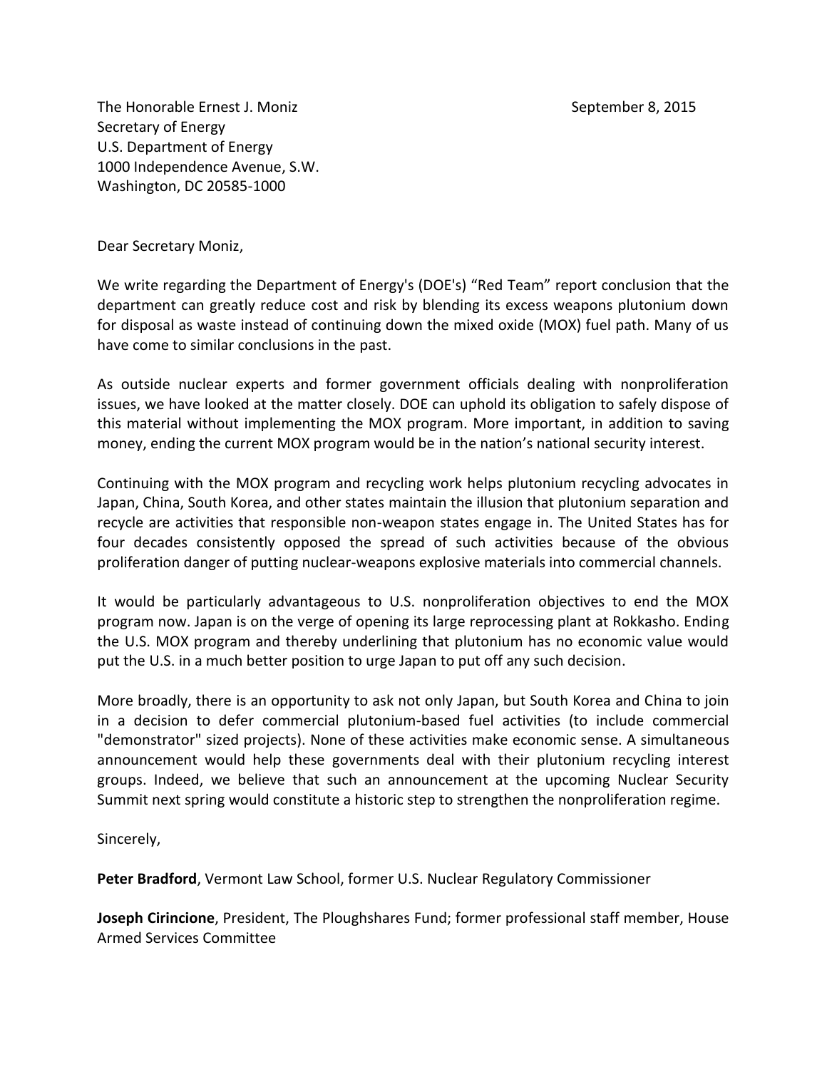The Honorable Ernest J. Moniz
Secretary of Energy
U.S. Department of Energy
1000 Independence Avenue, S.W.
Washington, DC 20585-1000

September 8, 2015

Dear Secretary Moniz,

We write regarding the Department of Energy's (DOE's) "Red Team" report conclusion that the department can greatly reduce cost and risk by blending its excess weapons plutonium down for disposal as waste instead of continuing down the mixed oxide (MOX) fuel path. Many of us have come to similar conclusions in the past.

As outside nuclear experts and former government officials dealing with nonproliferation issues, we have looked at the matter closely. DOE can uphold its obligation to safely dispose of this material without implementing the MOX program. More important, in addition to saving money, ending the current MOX program would be in the nation's national security interest.

Continuing with the MOX program and recycling work helps plutonium recycling advocates in Japan, China, South Korea, and other states maintain the illusion that plutonium separation and recycle are activities that responsible non-weapon states engage in. The United States has for four decades consistently opposed the spread of such activities because of the obvious proliferation danger of putting nuclear-weapons explosive materials into commercial channels.

It would be particularly advantageous to U.S. nonproliferation objectives to end the MOX program now. Japan is on the verge of opening its large reprocessing plant at Rokkasho. Ending the U.S. MOX program and thereby underlining that plutonium has no economic value would put the U.S. in a much better position to urge Japan to put off any such decision.

More broadly, there is an opportunity to ask not only Japan, but South Korea and China to join in a decision to defer commercial plutonium-based fuel activities (to include commercial "demonstrator" sized projects). None of these activities make economic sense. A simultaneous announcement would help these governments deal with their plutonium recycling interest groups. Indeed, we believe that such an announcement at the upcoming Nuclear Security Summit next spring would constitute a historic step to strengthen the nonproliferation regime.

Sincerely,

**Peter Bradford**, Vermont Law School, former U.S. Nuclear Regulatory Commissioner

**Joseph Cirincione**, President, The Ploughshares Fund; former professional staff member, House Armed Services Committee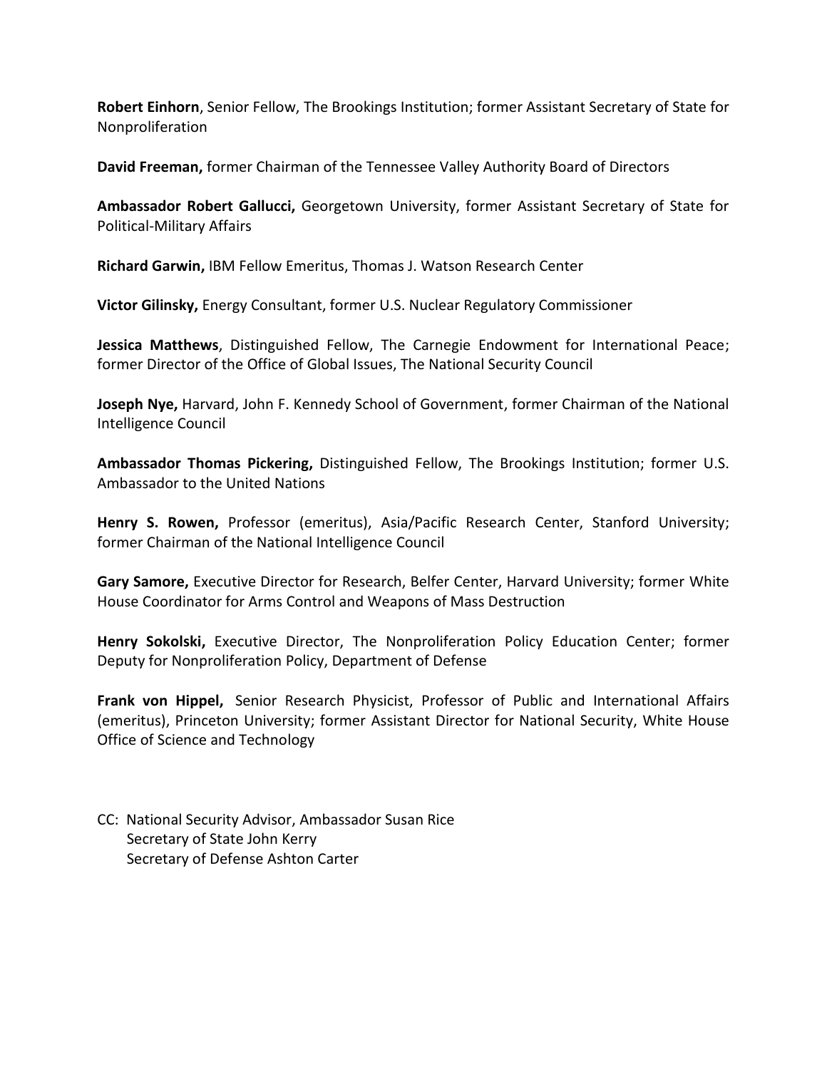**Robert Einhorn**, Senior Fellow, The Brookings Institution; former Assistant Secretary of State for Nonproliferation

**David Freeman,** former Chairman of the Tennessee Valley Authority Board of Directors

**Ambassador Robert Gallucci,** Georgetown University, former Assistant Secretary of State for Political-Military Affairs

**Richard Garwin,** IBM Fellow Emeritus, Thomas J. Watson Research Center

**Victor Gilinsky,** Energy Consultant, former U.S. Nuclear Regulatory Commissioner

**Jessica Matthews**, Distinguished Fellow, The Carnegie Endowment for International Peace; former Director of the Office of Global Issues, The National Security Council

**Joseph Nye,** Harvard, John F. Kennedy School of Government, former Chairman of the National Intelligence Council

**Ambassador Thomas Pickering,** Distinguished Fellow, The Brookings Institution; former U.S. Ambassador to the United Nations

**Henry S. Rowen,** Professor (emeritus), Asia/Pacific Research Center, Stanford University; former Chairman of the National Intelligence Council

**Gary Samore,** Executive Director for Research, Belfer Center, Harvard University; former White House Coordinator for Arms Control and Weapons of Mass Destruction

**Henry Sokolski,** Executive Director, The Nonproliferation Policy Education Center; former Deputy for Nonproliferation Policy, Department of Defense

**Frank von Hippel,** Senior Research Physicist, Professor of Public and International Affairs (emeritus), Princeton University; former Assistant Director for National Security, White House Office of Science and Technology

CC: National Security Advisor, Ambassador Susan Rice
Secretary of State John Kerry
Secretary of Defense Ashton Carter